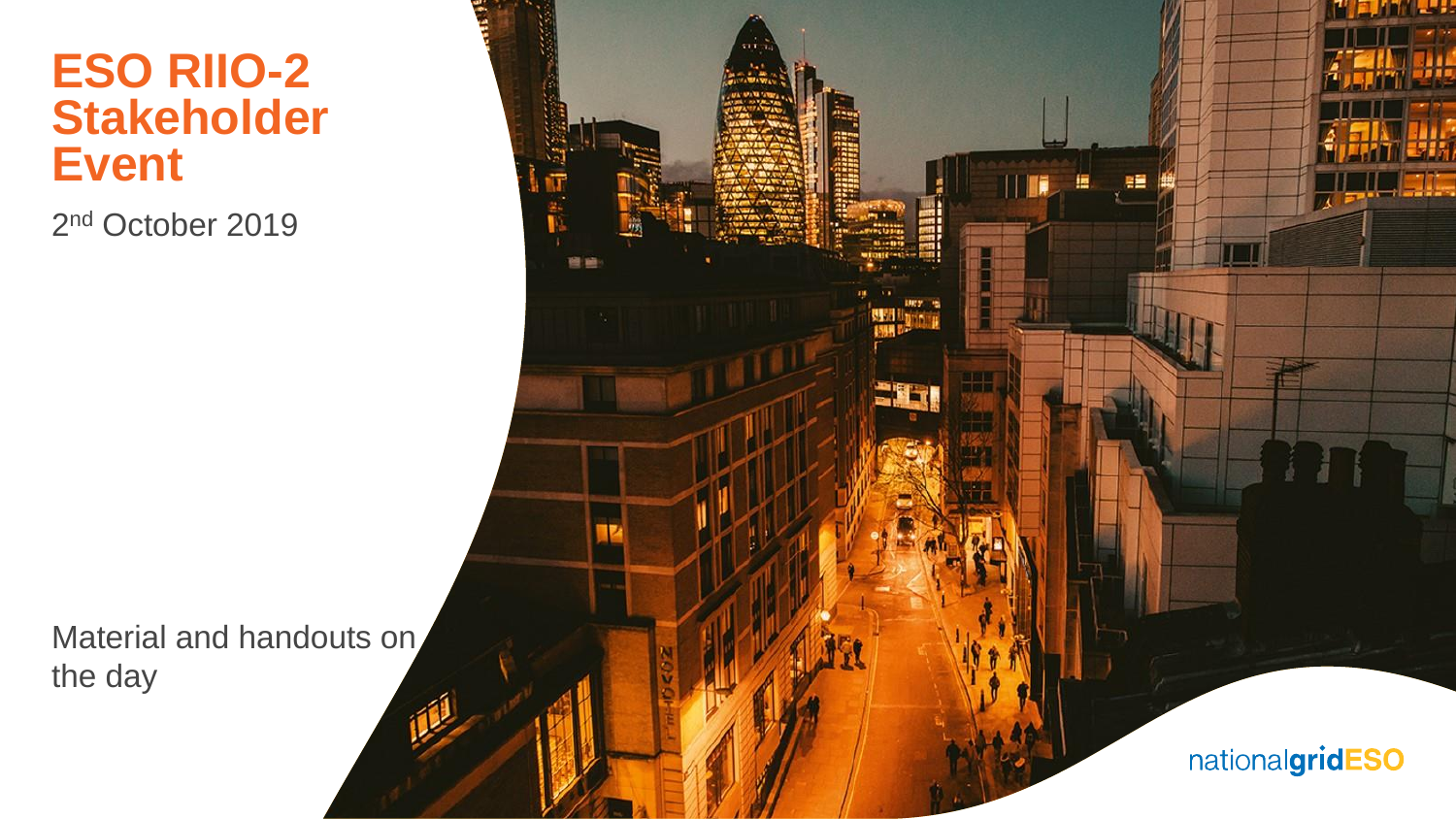# ESO RIIO-2 Stakeholder Event

2nd October 2019

Material and handouts on the day

nationalgridESO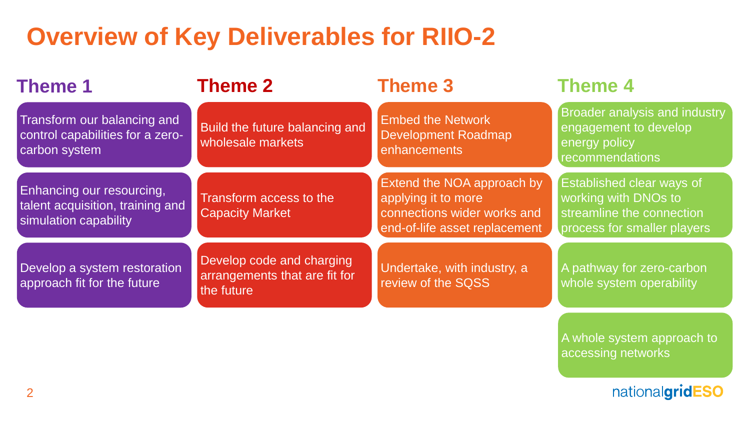# Overview of Key Deliverables for RIIO-2

## Theme 1

- Transform our balancing and control capabilities for a zero-carbon system
- Enhancing our resourcing, talent acquisition, training and simulation capability
- Develop a system restoration approach fit for the future

## Theme 2

- Build the future balancing and wholesale markets
- Transform access to the Capacity Market
- Develop code and charging arrangements that are fit for the future

## Theme 3

- Embed the Network Development Roadmap enhancements
- Extend the NOA approach by applying it to more connections wider works and end-of-life asset replacement
- Undertake, with industry, a review of the SQSS

## Theme 4

- Broader analysis and industry engagement to develop energy policy recommendations
- Established clear ways of working with DNOs to streamline the connection process for smaller players
- A pathway for zero-carbon whole system operability
- A whole system approach to accessing networks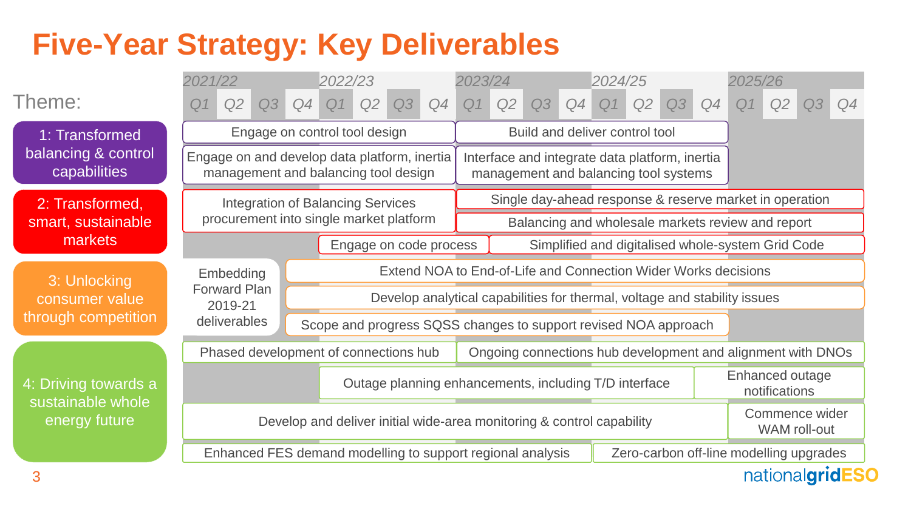# Five-Year Strategy: Key Deliverables

| Theme | 2021/22 | 2022/23 | 2023/24 | 2024/25 | 2025/26 |
|---|---|---|---|---|---|
| 1: Transformed balancing & control capabilities | Engage on control tool design (2021/22–2022/23) | | Build and deliver control tool (2023/24–2024/25) | | |
| | Engage on and develop data platform, inertia management and balancing tool design (2021/22–2022/23) | | Interface and integrate data platform, inertia management and balancing tool systems (2023/24–2024/25) | | |
| 2: Transformed, smart, sustainable markets | Integration of Balancing Services procurement into single market platform (2021/22–2022/23) | | Single day-ahead response & reserve market in operation (2023/24–2025/26) | | |
| | | | Balancing and wholesale markets review and report (2023/24–2025/26) | | |
| | | Engage on code process (2022/23–2023/24 Q1) | Simplified and digitalised whole-system Grid Code (2023/24 Q1–2025/26) | | |
| 3: Unlocking consumer value through competition | Embedding Forward Plan 2019-21 deliverables (2021/22 Q1–Q3) | Extend NOA to End-of-Life and Connection Wider Works decisions (2021/22 Q4–2025/26) | | | |
| | | Develop analytical capabilities for thermal, voltage and stability issues (2021/22 Q4–2025/26) | | | |
| | | Scope and progress SQSS changes to support revised NOA approach (2021/22 Q4–2024/25) | | | |
| 4: Driving towards a sustainable whole energy future | Phased development of connections hub (2021/22–2022/23) | | Ongoing connections hub development and alignment with DNOs (2023/24–2025/26) | | |
| | | Outage planning enhancements, including T/D interface (2022/23–2024/25 Q3) | | | Enhanced outage notifications (2024/25 Q4–2025/26) |
| | Develop and deliver initial wide-area monitoring & control capability (2021/22–2024/25) | | | | Commence wider WAM roll-out (2025/26) |
| | Enhanced FES demand modelling to support regional analysis (2021/22–2023/24) | | | Zero-carbon off-line modelling upgrades (2024/25–2025/26) | |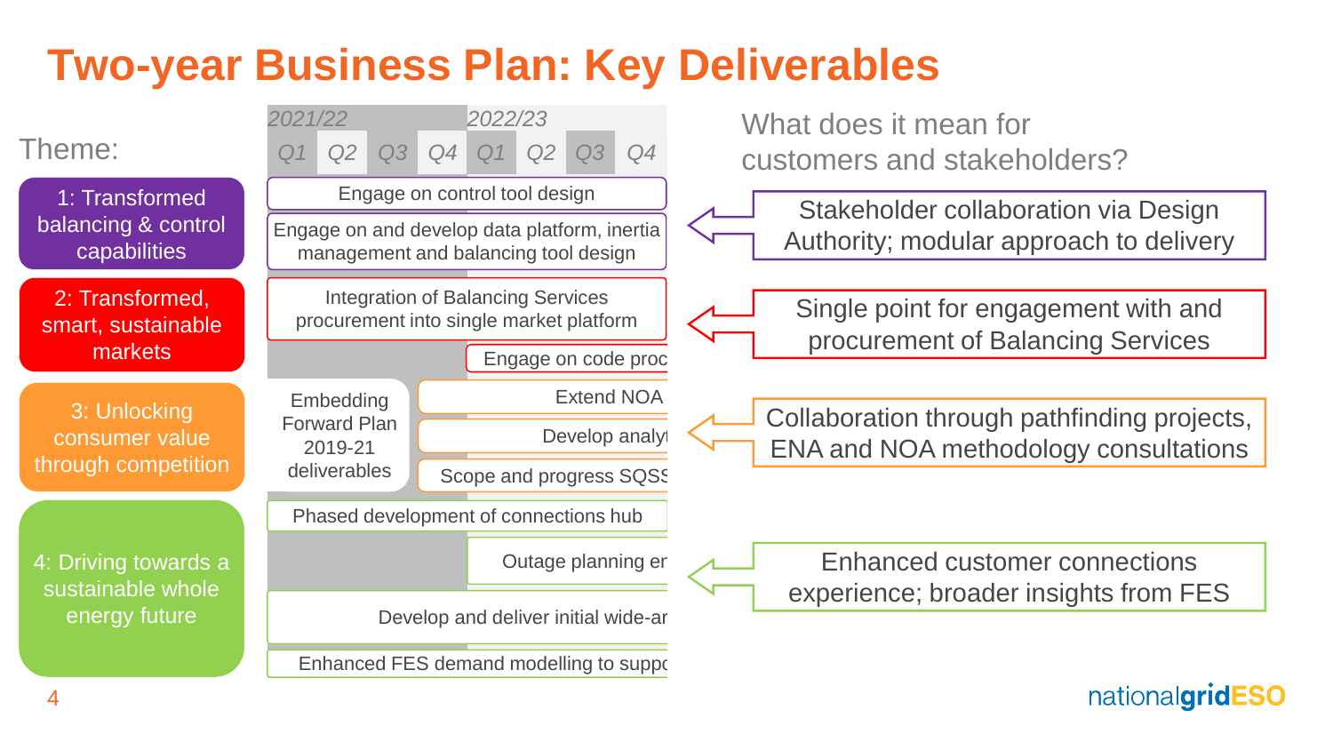# Two-year Business Plan: Key Deliverables

| Theme | 2021/22 (Q1–Q4) – 2022/23 (Q1–Q4) |
|---|---|
| 1: Transformed balancing & control capabilities | Engage on control tool design |
| | Engage on and develop data platform, inertia management and balancing tool design |
| 2: Transformed, smart, sustainable markets | Integration of Balancing Services procurement into single market platform |
| | Engage on code proc |
| 3: Unlocking consumer value through competition | Embedding Forward Plan 2019-21 deliverables |
| | Extend NOA |
| | Develop analy |
| | Scope and progress SQSS |
| 4: Driving towards a sustainable whole energy future | Phased development of connections hub |
| | Outage planning er |
| | Develop and deliver initial wide-ar |
| | Enhanced FES demand modelling to suppo |

## What does it mean for customers and stakeholders?

- **1:** Stakeholder collaboration via Design Authority; modular approach to delivery
- **2:** Single point for engagement with and procurement of Balancing Services
- **3:** Collaboration through pathfinding projects, ENA and NOA methodology consultations
- **4:** Enhanced customer connections experience; broader insights from FES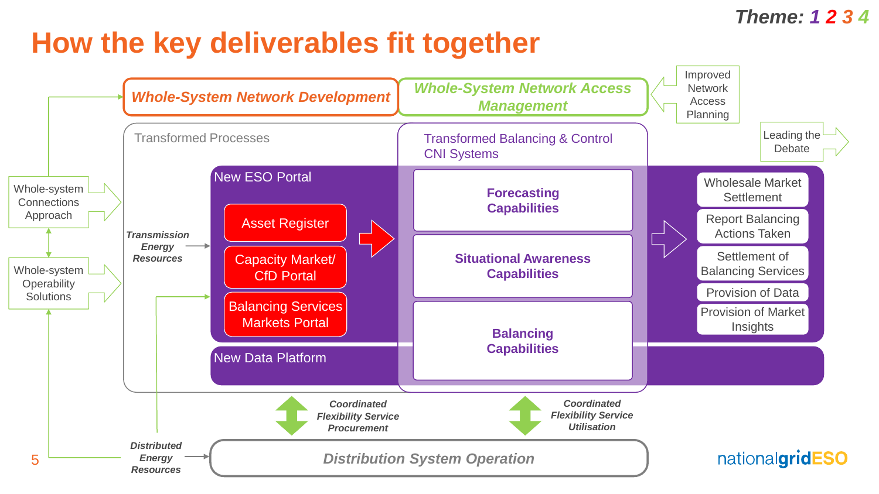Theme: 1 2 3 4

# How the key deliverables fit together

**Whole-System Network Development**

**Whole-System Network Access Management**

Improved Network Access Planning

Leading the Debate

Transformed Processes

Transformed Balancing & Control CNI Systems

Whole-system Connections Approach

Whole-system Operability Solutions

*Transmission Energy Resources*

New ESO Portal

- Asset Register
- Capacity Market/ CfD Portal
- Balancing Services Markets Portal

**Forecasting Capabilities**

**Situational Awareness Capabilities**

**Balancing Capabilities**

- Wholesale Market Settlement
- Report Balancing Actions Taken
- Settlement of Balancing Services
- Provision of Data
- Provision of Market Insights

New Data Platform

*Coordinated Flexibility Service Procurement*

*Coordinated Flexibility Service Utilisation*

*Distributed Energy Resources*

*Distribution System Operation*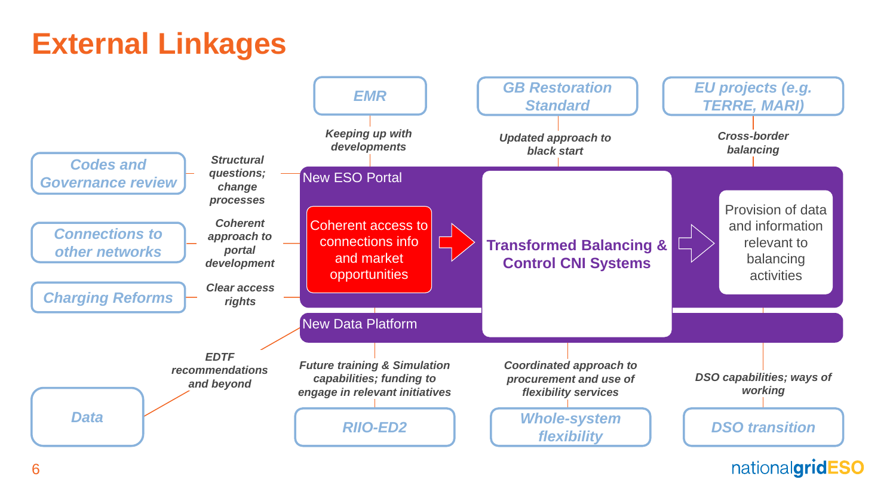# External Linkages

**New ESO Portal**

- Coherent access to connections info and market opportunities → **Transformed Balancing & Control CNI Systems** → Provision of data and information relevant to balancing activities

**New Data Platform**

- **EMR** — *Keeping up with developments*
- **GB Restoration Standard** — *Updated approach to black start*
- **EU projects (e.g. TERRE, MARI)** — *Cross-border balancing*
- **Codes and Governance review** — *Structural questions; change processes*
- **Connections to other networks** — *Coherent approach to portal development*
- **Charging Reforms** — *Clear access rights*
- **Data** — *EDTF recommendations and beyond*
- **RIIO-ED2** — *Future training & Simulation capabilities; funding to engage in relevant initiatives*
- **Whole-system flexibility** — *Coordinated approach to procurement and use of flexibility services*
- **DSO transition** — *DSO capabilities; ways of working*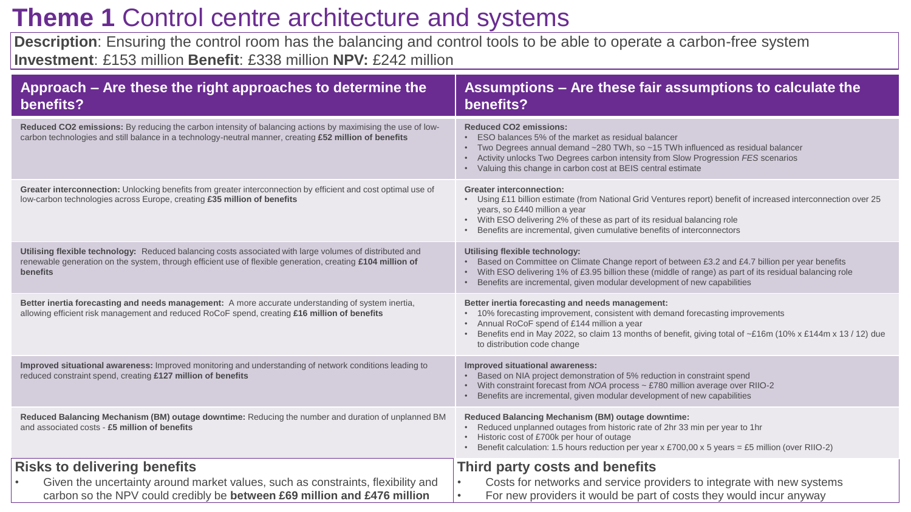# Theme 1 Control centre architecture and systems

**Description**: Ensuring the control room has the balancing and control tools to be able to operate a carbon-free system
**Investment**: £153 million **Benefit**: £338 million **NPV:** £242 million

| Approach – Are these the right approaches to determine the benefits? | Assumptions – Are these fair assumptions to calculate the benefits? |
|---|---|
| **Reduced CO2 emissions:** By reducing the carbon intensity of balancing actions by maximising the use of low-carbon technologies and still balance in a technology-neutral manner, creating **£52 million of benefits** | **Reduced CO2 emissions:**<br>• ESO balances 5% of the market as residual balancer<br>• Two Degrees annual demand ~280 TWh, so ~15 TWh influenced as residual balancer<br>• Activity unlocks Two Degrees carbon intensity from Slow Progression *FES* scenarios<br>• Valuing this change in carbon cost at BEIS central estimate |
| **Greater interconnection:** Unlocking benefits from greater interconnection by efficient and cost optimal use of low-carbon technologies across Europe, creating **£35 million of benefits** | **Greater interconnection:**<br>• Using £11 billion estimate (from National Grid Ventures report) benefit of increased interconnection over 25 years, so £440 million a year<br>• With ESO delivering 2% of these as part of its residual balancing role<br>• Benefits are incremental, given cumulative benefits of interconnectors |
| **Utilising flexible technology:** Reduced balancing costs associated with large volumes of distributed and renewable generation on the system, through efficient use of flexible generation, creating **£104 million of benefits** | **Utilising flexible technology:**<br>• Based on Committee on Climate Change report of between £3.2 and £4.7 billion per year benefits<br>• With ESO delivering 1% of £3.95 billion these (middle of range) as part of its residual balancing role<br>• Benefits are incremental, given modular development of new capabilities |
| **Better inertia forecasting and needs management:** A more accurate understanding of system inertia, allowing efficient risk management and reduced RoCoF spend, creating **£16 million of benefits** | **Better inertia forecasting and needs management:**<br>• 10% forecasting improvement, consistent with demand forecasting improvements<br>• Annual RoCoF spend of £144 million a year<br>• Benefits end in May 2022, so claim 13 months of benefit, giving total of ~£16m (10% x £144m x 13 / 12) due to distribution code change |
| **Improved situational awareness:** Improved monitoring and understanding of network conditions leading to reduced constraint spend, creating **£127 million of benefits** | **Improved situational awareness:**<br>• Based on NIA project demonstration of 5% reduction in constraint spend<br>• With constraint forecast from *NOA* process ~ £780 million average over RIIO-2<br>• Benefits are incremental, given modular development of new capabilities |
| **Reduced Balancing Mechanism (BM) outage downtime:** Reducing the number and duration of unplanned BM and associated costs - **£5 million of benefits** | **Reduced Balancing Mechanism (BM) outage downtime:**<br>• Reduced unplanned outages from historic rate of 2hr 33 min per year to 1hr<br>• Historic cost of £700k per hour of outage<br>• Benefit calculation: 1.5 hours reduction per year x £700,00 x 5 years = £5 million (over RIIO-2) |

## Risks to delivering benefits

- Given the uncertainty around market values, such as constraints, flexibility and carbon so the NPV could credibly be **between £69 million and £476 million**

## Third party costs and benefits

- Costs for networks and service providers to integrate with new systems
- For new providers it would be part of costs they would incur anyway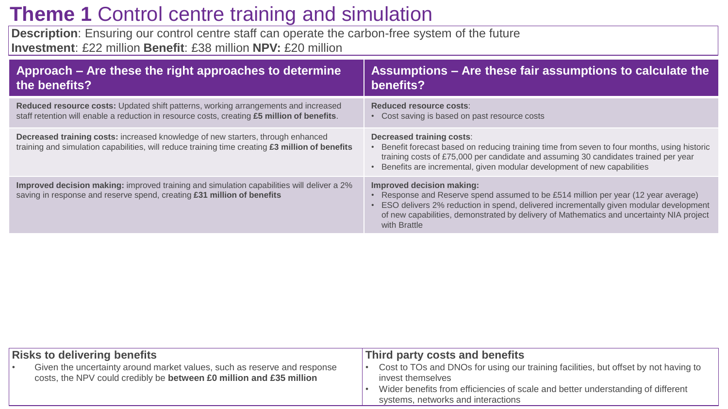# **Theme 1** Control centre training and simulation

**Description**: Ensuring our control centre staff can operate the carbon-free system of the future
**Investment**: £22 million **Benefit**: £38 million **NPV:** £20 million

| Approach – Are these the right approaches to determine the benefits? | Assumptions – Are these fair assumptions to calculate the benefits? |
|---|---|
| **Reduced resource costs:** Updated shift patterns, working arrangements and increased staff retention will enable a reduction in resource costs, creating **£5 million of benefits**. | **Reduced resource costs**:<br>• Cost saving is based on past resource costs |
| **Decreased training costs:** increased knowledge of new starters, through enhanced training and simulation capabilities, will reduce training time creating **£3 million of benefits** | **Decreased training costs**:<br>• Benefit forecast based on reducing training time from seven to four months, using historic training costs of £75,000 per candidate and assuming 30 candidates trained per year<br>• Benefits are incremental, given modular development of new capabilities |
| **Improved decision making:** improved training and simulation capabilities will deliver a 2% saving in response and reserve spend, creating **£31 million of benefits** | **Improved decision making:**<br>• Response and Reserve spend assumed to be £514 million per year (12 year average)<br>• ESO delivers 2% reduction in spend, delivered incrementally given modular development of new capabilities, demonstrated by delivery of Mathematics and uncertainty NIA project with Brattle |

| Risks to delivering benefits | Third party costs and benefits |
|---|---|
| • Given the uncertainty around market values, such as reserve and response costs, the NPV could credibly be **between £0 million and £35 million** | • Cost to TOs and DNOs for using our training facilities, but offset by not having to invest themselves<br>• Wider benefits from efficiencies of scale and better understanding of different systems, networks and interactions |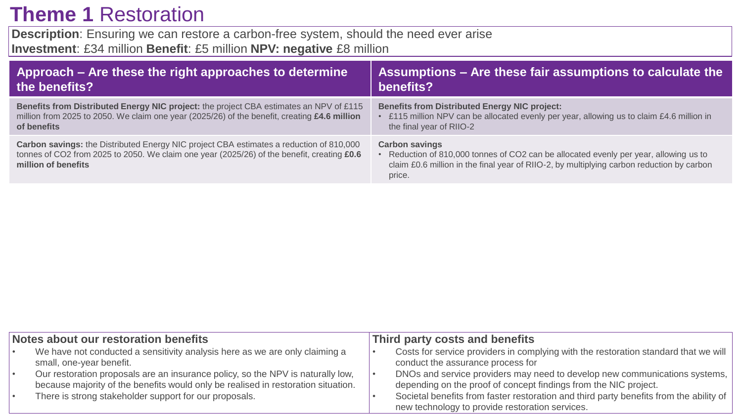# **Theme 1** Restoration

**Description**: Ensuring we can restore a carbon-free system, should the need ever arise
**Investment**: £34 million **Benefit**: £5 million **NPV: negative** £8 million

| Approach – Are these the right approaches to determine the benefits? | Assumptions – Are these fair assumptions to calculate the benefits? |
|---|---|
| **Benefits from Distributed Energy NIC project:** the project CBA estimates an NPV of £115 million from 2025 to 2050. We claim one year (2025/26) of the benefit, creating **£4.6 million of benefits** | **Benefits from Distributed Energy NIC project:** <br>• £115 million NPV can be allocated evenly per year, allowing us to claim £4.6 million in the final year of RIIO-2 |
| **Carbon savings:** the Distributed Energy NIC project CBA estimates a reduction of 810,000 tonnes of CO2 from 2025 to 2050. We claim one year (2025/26) of the benefit, creating **£0.6 million of benefits** | **Carbon savings** <br>• Reduction of 810,000 tonnes of CO2 can be allocated evenly per year, allowing us to claim £0.6 million in the final year of RIIO-2, by multiplying carbon reduction by carbon price. |

## Notes about our restoration benefits

- We have not conducted a sensitivity analysis here as we are only claiming a small, one-year benefit.
- Our restoration proposals are an insurance policy, so the NPV is naturally low, because majority of the benefits would only be realised in restoration situation.
- There is strong stakeholder support for our proposals.

## Third party costs and benefits

- Costs for service providers in complying with the restoration standard that we will conduct the assurance process for
- DNOs and service providers may need to develop new communications systems, depending on the proof of concept findings from the NIC project.
- Societal benefits from faster restoration and third party benefits from the ability of new technology to provide restoration services.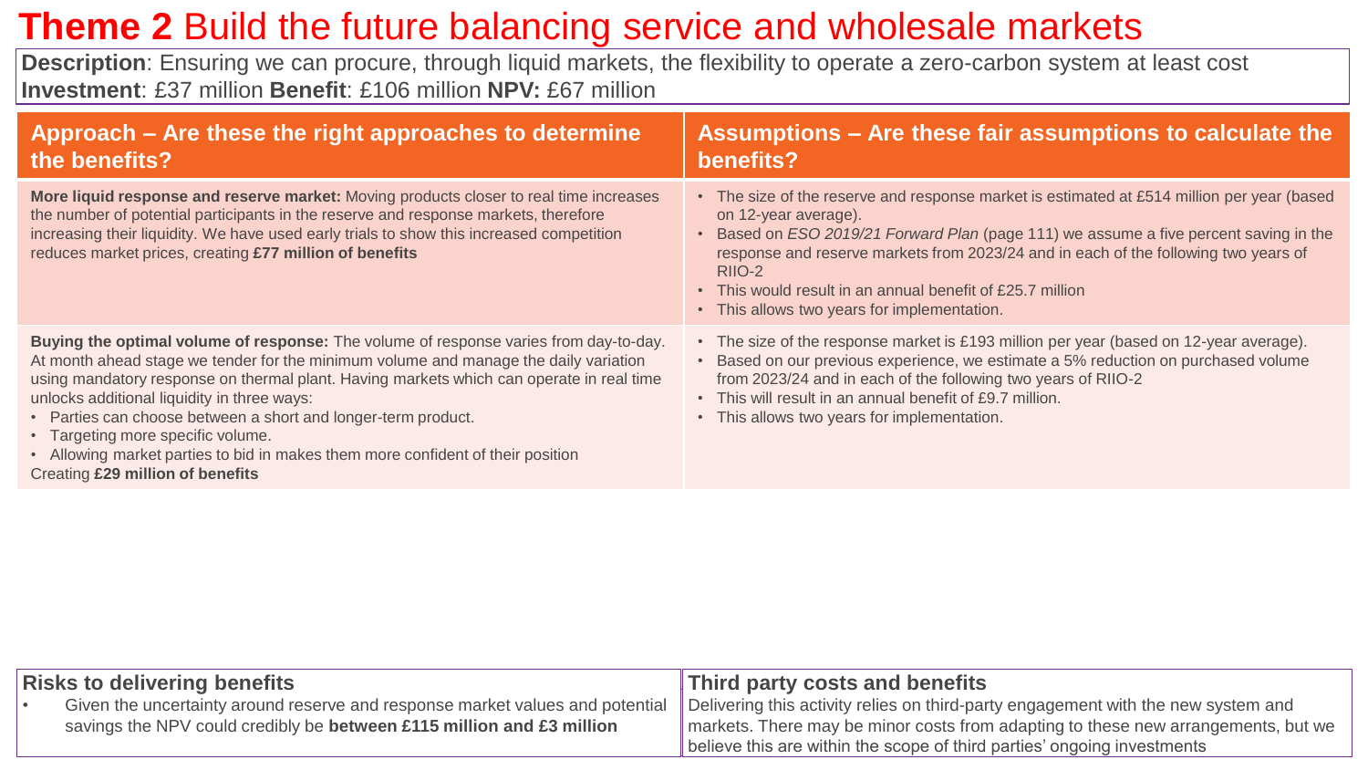# **Theme 2** Build the future balancing service and wholesale markets

**Description**: Ensuring we can procure, through liquid markets, the flexibility to operate a zero-carbon system at least cost
**Investment**: £37 million **Benefit**: £106 million **NPV:** £67 million

| Approach – Are these the right approaches to determine the benefits? | Assumptions – Are these fair assumptions to calculate the benefits? |
|---|---|
| **More liquid response and reserve market:** Moving products closer to real time increases the number of potential participants in the reserve and response markets, therefore increasing their liquidity. We have used early trials to show this increased competition reduces market prices, creating **£77 million of benefits** | • The size of the reserve and response market is estimated at £514 million per year (based on 12-year average).<br>• Based on *ESO 2019/21 Forward Plan* (page 111) we assume a five percent saving in the response and reserve markets from 2023/24 and in each of the following two years of RIIO-2<br>• This would result in an annual benefit of £25.7 million<br>• This allows two years for implementation. |
| **Buying the optimal volume of response:** The volume of response varies from day-to-day. At month ahead stage we tender for the minimum volume and manage the daily variation using mandatory response on thermal plant. Having markets which can operate in real time unlocks additional liquidity in three ways:<br>• Parties can choose between a short and longer-term product.<br>• Targeting more specific volume.<br>• Allowing market parties to bid in makes them more confident of their position<br>Creating **£29 million of benefits** | • The size of the response market is £193 million per year (based on 12-year average).<br>• Based on our previous experience, we estimate a 5% reduction on purchased volume from 2023/24 and in each of the following two years of RIIO-2<br>• This will result in an annual benefit of £9.7 million.<br>• This allows two years for implementation. |

## Risks to delivering benefits

- Given the uncertainty around reserve and response market values and potential savings the NPV could credibly be **between £115 million and £3 million**

## Third party costs and benefits

Delivering this activity relies on third-party engagement with the new system and markets. There may be minor costs from adapting to these new arrangements, but we believe this are within the scope of third parties' ongoing investments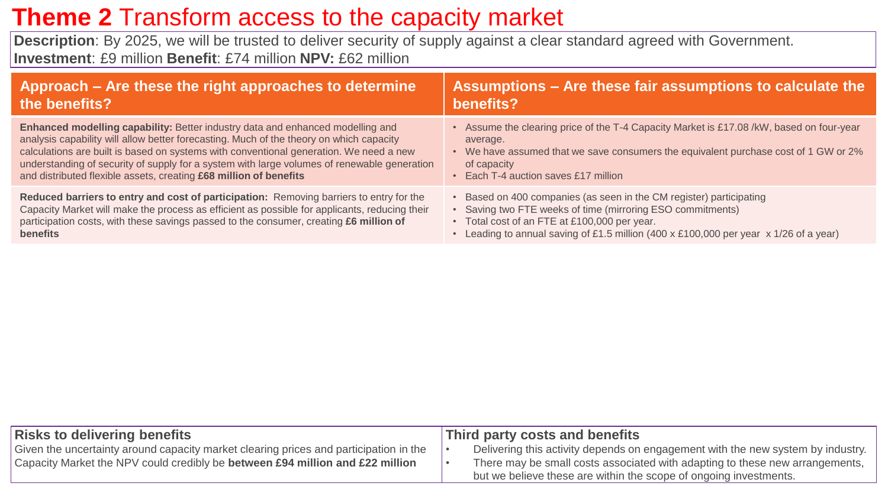# **Theme 2** Transform access to the capacity market

**Description**: By 2025, we will be trusted to deliver security of supply against a clear standard agreed with Government.
**Investment**: £9 million **Benefit**: £74 million **NPV:** £62 million

| Approach – Are these the right approaches to determine the benefits? | Assumptions – Are these fair assumptions to calculate the benefits? |
|---|---|
| **Enhanced modelling capability:** Better industry data and enhanced modelling and analysis capability will allow better forecasting. Much of the theory on which capacity calculations are built is based on systems with conventional generation. We need a new understanding of security of supply for a system with large volumes of renewable generation and distributed flexible assets, creating **£68 million of benefits** | • Assume the clearing price of the T-4 Capacity Market is £17.08 /kW, based on four-year average.<br>• We have assumed that we save consumers the equivalent purchase cost of 1 GW or 2% of capacity<br>• Each T-4 auction saves £17 million |
| **Reduced barriers to entry and cost of participation:** Removing barriers to entry for the Capacity Market will make the process as efficient as possible for applicants, reducing their participation costs, with these savings passed to the consumer, creating **£6 million of benefits** | • Based on 400 companies (as seen in the CM register) participating<br>• Saving two FTE weeks of time (mirroring ESO commitments)<br>• Total cost of an FTE at £100,000 per year.<br>• Leading to annual saving of £1.5 million (400 x £100,000 per year x 1/26 of a year) |

### Risks to delivering benefits

Given the uncertainty around capacity market clearing prices and participation in the Capacity Market the NPV could credibly be **between £94 million and £22 million**

### Third party costs and benefits

- Delivering this activity depends on engagement with the new system by industry.
- There may be small costs associated with adapting to these new arrangements, but we believe these are within the scope of ongoing investments.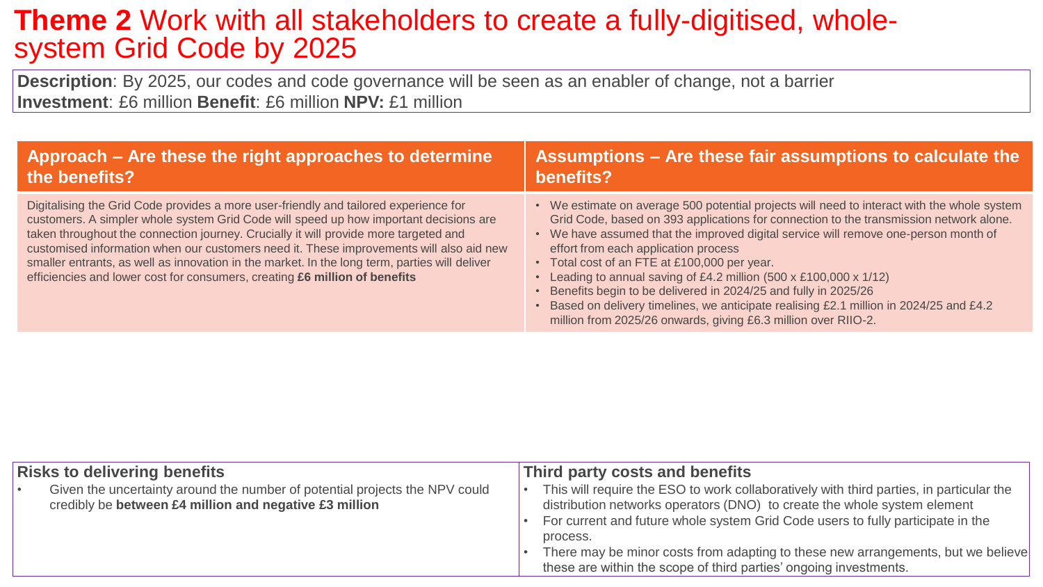# **Theme 2** Work with all stakeholders to create a fully-digitised, whole-system Grid Code by 2025

**Description**: By 2025, our codes and code governance will be seen as an enabler of change, not a barrier
**Investment**: £6 million **Benefit**: £6 million **NPV:** £1 million

| Approach – Are these the right approaches to determine the benefits? | Assumptions – Are these fair assumptions to calculate the benefits? |
| --- | --- |
| Digitalising the Grid Code provides a more user-friendly and tailored experience for customers. A simpler whole system Grid Code will speed up how important decisions are taken throughout the connection journey. Crucially it will provide more targeted and customised information when our customers need it. These improvements will also aid new smaller entrants, as well as innovation in the market. In the long term, parties will deliver efficiencies and lower cost for consumers, creating **£6 million of benefits** | • We estimate on average 500 potential projects will need to interact with the whole system Grid Code, based on 393 applications for connection to the transmission network alone.<br>• We have assumed that the improved digital service will remove one-person month of effort from each application process<br>• Total cost of an FTE at £100,000 per year.<br>• Leading to annual saving of £4.2 million (500 x £100,000 x 1/12)<br>• Benefits begin to be delivered in 2024/25 and fully in 2025/26<br>• Based on delivery timelines, we anticipate realising £2.1 million in 2024/25 and £4.2 million from 2025/26 onwards, giving £6.3 million over RIIO-2. |

| Risks to delivering benefits | Third party costs and benefits |
| --- | --- |
| • Given the uncertainty around the number of potential projects the NPV could credibly be **between £4 million and negative £3 million** | • This will require the ESO to work collaboratively with third parties, in particular the distribution networks operators (DNO) to create the whole system element<br>• For current and future whole system Grid Code users to fully participate in the process.<br>• There may be minor costs from adapting to these new arrangements, but we believe these are within the scope of third parties' ongoing investments. |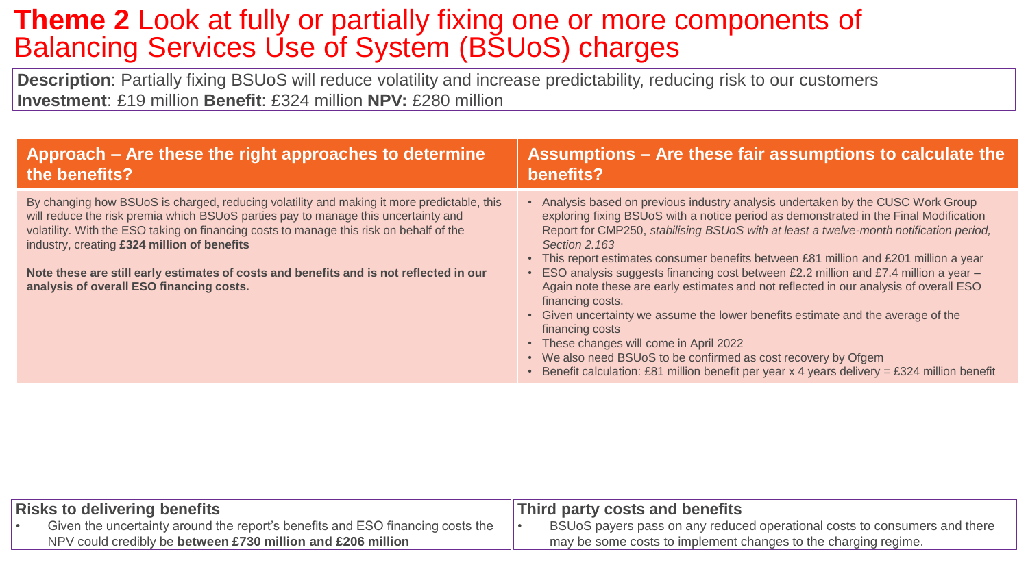# **Theme 2** Look at fully or partially fixing one or more components of Balancing Services Use of System (BSUoS) charges

**Description**: Partially fixing BSUoS will reduce volatility and increase predictability, reducing risk to our customers
**Investment**: £19 million **Benefit**: £324 million **NPV:** £280 million

## Approach – Are these the right approaches to determine the benefits?

By changing how BSUoS is charged, reducing volatility and making it more predictable, this will reduce the risk premia which BSUoS parties pay to manage this uncertainty and volatility. With the ESO taking on financing costs to manage this risk on behalf of the industry, creating **£324 million of benefits**

**Note these are still early estimates of costs and benefits and is not reflected in our analysis of overall ESO financing costs.**

## Assumptions – Are these fair assumptions to calculate the benefits?

- Analysis based on previous industry analysis undertaken by the CUSC Work Group exploring fixing BSUoS with a notice period as demonstrated in the Final Modification Report for CMP250, *stabilising BSUoS with at least a twelve-month notification period, Section 2.163*
- This report estimates consumer benefits between £81 million and £201 million a year
- ESO analysis suggests financing cost between £2.2 million and £7.4 million a year – Again note these are early estimates and not reflected in our analysis of overall ESO financing costs.
- Given uncertainty we assume the lower benefits estimate and the average of the financing costs
- These changes will come in April 2022
- We also need BSUoS to be confirmed as cost recovery by Ofgem
- Benefit calculation: £81 million benefit per year x 4 years delivery = £324 million benefit

## Risks to delivering benefits

- Given the uncertainty around the report's benefits and ESO financing costs the NPV could credibly be **between £730 million and £206 million**

## Third party costs and benefits

- BSUoS payers pass on any reduced operational costs to consumers and there may be some costs to implement changes to the charging regime.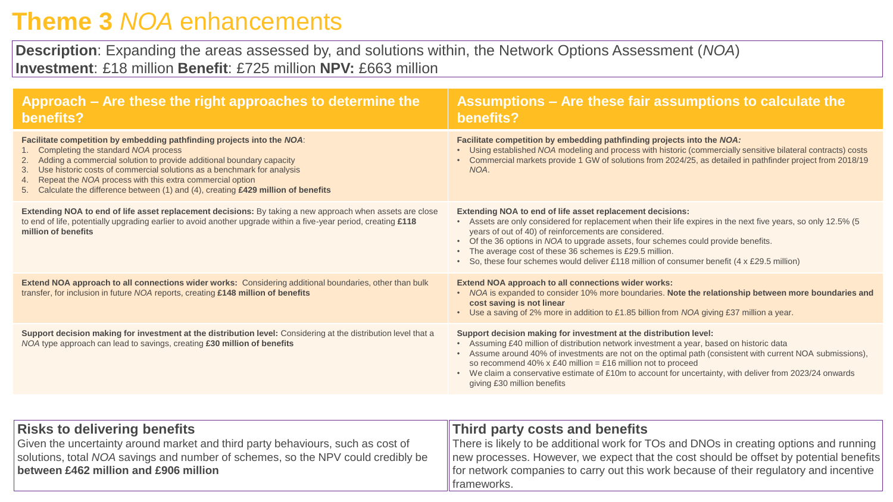# Theme 3 *NOA* enhancements

**Description**: Expanding the areas assessed by, and solutions within, the Network Options Assessment (*NOA*)
**Investment**: £18 million **Benefit**: £725 million **NPV:** £663 million

| Approach – Are these the right approaches to determine the benefits? | Assumptions – Are these fair assumptions to calculate the benefits? |
|---|---|
| **Facilitate competition by embedding pathfinding projects into the *NOA***:<br>1. Completing the standard *NOA* process<br>2. Adding a commercial solution to provide additional boundary capacity<br>3. Use historic costs of commercial solutions as a benchmark for analysis<br>4. Repeat the *NOA* process with this extra commercial option<br>5. Calculate the difference between (1) and (4), creating **£429 million of benefits** | **Facilitate competition by embedding pathfinding projects into the *NOA:***<br>• Using established *NOA* modeling and process with historic (commercially sensitive bilateral contracts) costs<br>• Commercial markets provide 1 GW of solutions from 2024/25, as detailed in pathfinder project from 2018/19 *NOA*. |
| **Extending NOA to end of life asset replacement decisions:** By taking a new approach when assets are close to end of life, potentially upgrading earlier to avoid another upgrade within a five-year period, creating **£118 million of benefits** | **Extending NOA to end of life asset replacement decisions:**<br>• Assets are only considered for replacement when their life expires in the next five years, so only 12.5% (5 years of out of 40) of reinforcements are considered.<br>• Of the 36 options in *NOA* to upgrade assets, four schemes could provide benefits.<br>• The average cost of these 36 schemes is £29.5 million.<br>• So, these four schemes would deliver £118 million of consumer benefit (4 x £29.5 million) |
| **Extend NOA approach to all connections wider works:** Considering additional boundaries, other than bulk transfer, for inclusion in future *NOA* reports, creating **£148 million of benefits** | **Extend NOA approach to all connections wider works:**<br>• *NOA* is expanded to consider 10% more boundaries. **Note the relationship between more boundaries and cost saving is not linear**<br>• Use a saving of 2% more in addition to £1.85 billion from *NOA* giving £37 million a year. |
| **Support decision making for investment at the distribution level:** Considering at the distribution level that a *NOA* type approach can lead to savings, creating **£30 million of benefits** | **Support decision making for investment at the distribution level:**<br>• Assuming £40 million of distribution network investment a year, based on historic data<br>• Assume around 40% of investments are not on the optimal path (consistent with current NOA submissions), so recommend 40% x £40 million = £16 million not to proceed<br>• We claim a conservative estimate of £10m to account for uncertainty, with deliver from 2023/24 onwards giving £30 million benefits |

## Risks to delivering benefits

Given the uncertainty around market and third party behaviours, such as cost of solutions, total *NOA* savings and number of schemes, so the NPV could credibly be **between £462 million and £906 million**

## Third party costs and benefits

There is likely to be additional work for TOs and DNOs in creating options and running new processes. However, we expect that the cost should be offset by potential benefits for network companies to carry out this work because of their regulatory and incentive frameworks.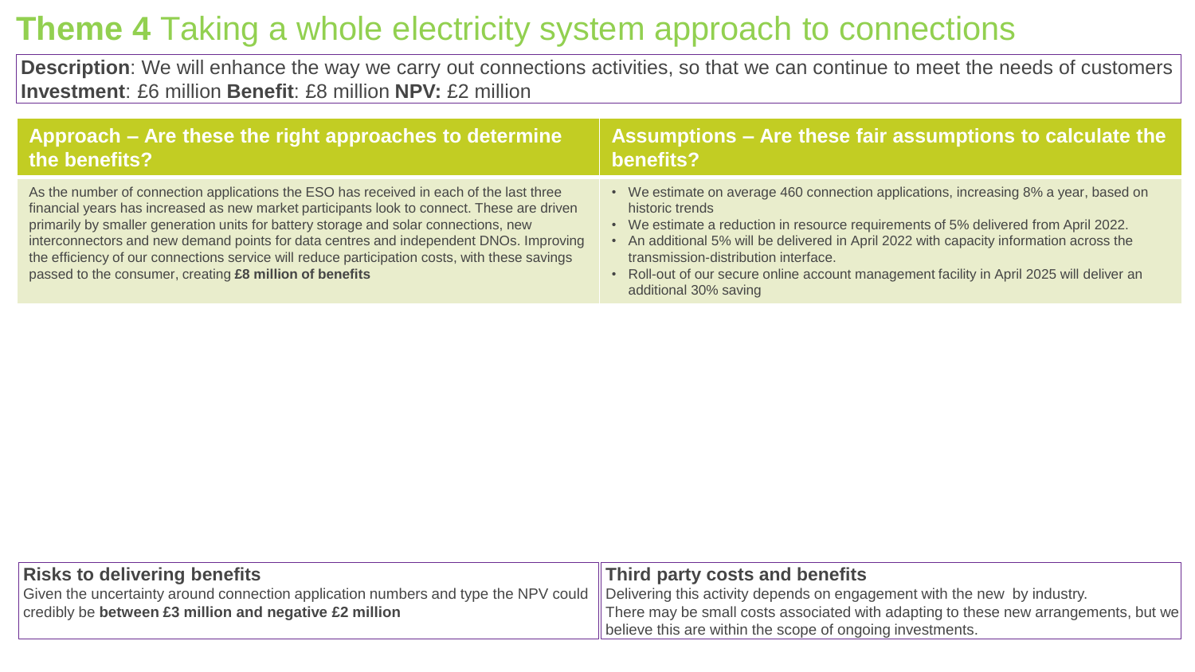# **Theme 4** Taking a whole electricity system approach to connections

**Description**: We will enhance the way we carry out connections activities, so that we can continue to meet the needs of customers
**Investment**: £6 million **Benefit**: £8 million **NPV:** £2 million

## Approach – Are these the right approaches to determine the benefits?

As the number of connection applications the ESO has received in each of the last three financial years has increased as new market participants look to connect. These are driven primarily by smaller generation units for battery storage and solar connections, new interconnectors and new demand points for data centres and independent DNOs. Improving the efficiency of our connections service will reduce participation costs, with these savings passed to the consumer, creating **£8 million of benefits**

## Assumptions – Are these fair assumptions to calculate the benefits?

- We estimate on average 460 connection applications, increasing 8% a year, based on historic trends
- We estimate a reduction in resource requirements of 5% delivered from April 2022.
- An additional 5% will be delivered in April 2022 with capacity information across the transmission-distribution interface.
- Roll-out of our secure online account management facility in April 2025 will deliver an additional 30% saving

### Risks to delivering benefits

Given the uncertainty around connection application numbers and type the NPV could credibly be **between £3 million and negative £2 million**

### Third party costs and benefits

Delivering this activity depends on engagement with the new by industry.
There may be small costs associated with adapting to these new arrangements, but we believe this are within the scope of ongoing investments.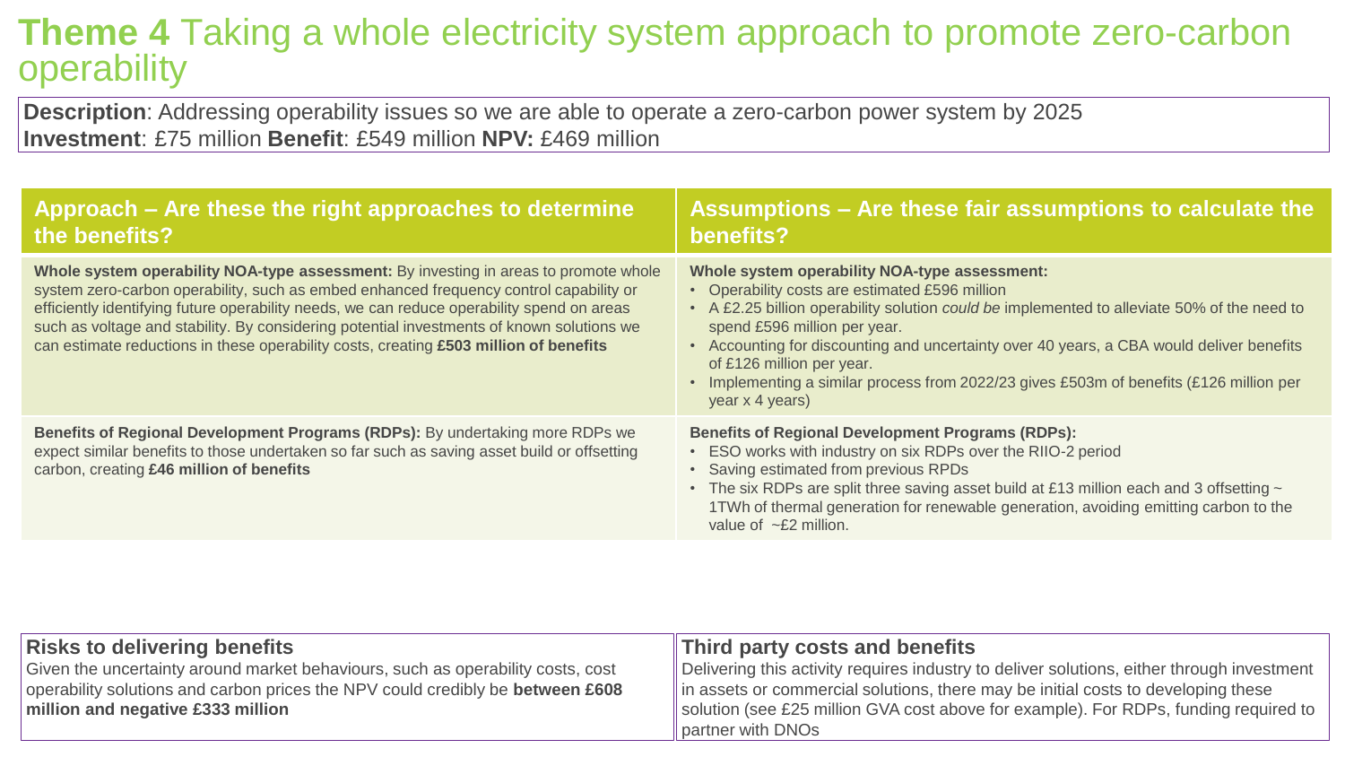# **Theme 4** Taking a whole electricity system approach to promote zero-carbon operability

**Description**: Addressing operability issues so we are able to operate a zero-carbon power system by 2025
**Investment**: £75 million **Benefit**: £549 million **NPV:** £469 million

| Approach – Are these the right approaches to determine the benefits? | Assumptions – Are these fair assumptions to calculate the benefits? |
| --- | --- |
| **Whole system operability NOA-type assessment:** By investing in areas to promote whole system zero-carbon operability, such as embed enhanced frequency control capability or efficiently identifying future operability needs, we can reduce operability spend on areas such as voltage and stability. By considering potential investments of known solutions we can estimate reductions in these operability costs, creating **£503 million of benefits** | **Whole system operability NOA-type assessment:**<br>• Operability costs are estimated £596 million<br>• A £2.25 billion operability solution *could be* implemented to alleviate 50% of the need to spend £596 million per year.<br>• Accounting for discounting and uncertainty over 40 years, a CBA would deliver benefits of £126 million per year.<br>• Implementing a similar process from 2022/23 gives £503m of benefits (£126 million per year x 4 years) |
| **Benefits of Regional Development Programs (RDPs):** By undertaking more RDPs we expect similar benefits to those undertaken so far such as saving asset build or offsetting carbon, creating **£46 million of benefits** | **Benefits of Regional Development Programs (RDPs):**<br>• ESO works with industry on six RDPs over the RIIO-2 period<br>• Saving estimated from previous RPDs<br>• The six RDPs are split three saving asset build at £13 million each and 3 offsetting ~ 1TWh of thermal generation for renewable generation, avoiding emitting carbon to the value of ~£2 million. |

**Risks to delivering benefits**

Given the uncertainty around market behaviours, such as operability costs, cost operability solutions and carbon prices the NPV could credibly be **between £608 million and negative £333 million**

**Third party costs and benefits**

Delivering this activity requires industry to deliver solutions, either through investment in assets or commercial solutions, there may be initial costs to developing these solution (see £25 million GVA cost above for example). For RDPs, funding required to partner with DNOs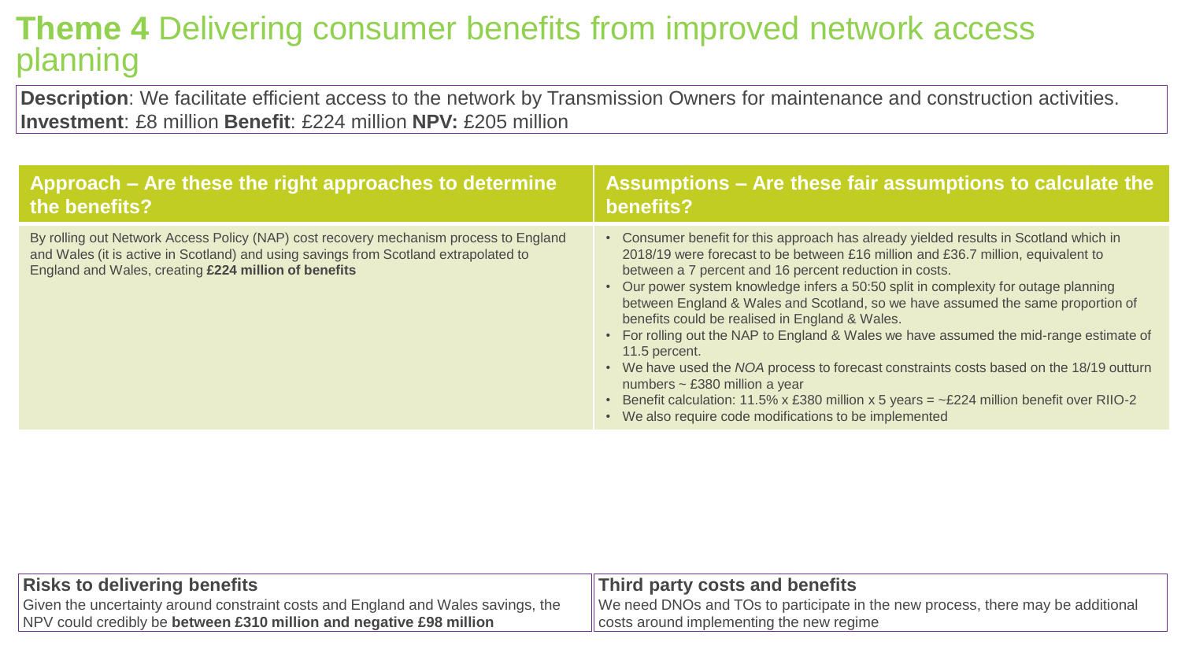# **Theme 4** Delivering consumer benefits from improved network access planning

**Description**: We facilitate efficient access to the network by Transmission Owners for maintenance and construction activities.
**Investment**: £8 million **Benefit**: £224 million **NPV:** £205 million

| Approach – Are these the right approaches to determine the benefits? | Assumptions – Are these fair assumptions to calculate the benefits? |
| --- | --- |
| By rolling out Network Access Policy (NAP) cost recovery mechanism process to England and Wales (it is active in Scotland) and using savings from Scotland extrapolated to England and Wales, creating **£224 million of benefits** | • Consumer benefit for this approach has already yielded results in Scotland which in 2018/19 were forecast to be between £16 million and £36.7 million, equivalent to between a 7 percent and 16 percent reduction in costs.<br>• Our power system knowledge infers a 50:50 split in complexity for outage planning between England & Wales and Scotland, so we have assumed the same proportion of benefits could be realised in England & Wales.<br>• For rolling out the NAP to England & Wales we have assumed the mid-range estimate of 11.5 percent.<br>• We have used the *NOA* process to forecast constraints costs based on the 18/19 outturn numbers ~ £380 million a year<br>• Benefit calculation: 11.5% x £380 million x 5 years = ~£224 million benefit over RIIO-2<br>• We also require code modifications to be implemented |

| Risks to delivering benefits | Third party costs and benefits |
| --- | --- |
| Given the uncertainty around constraint costs and England and Wales savings, the NPV could credibly be **between £310 million and negative £98 million** | We need DNOs and TOs to participate in the new process, there may be additional costs around implementing the new regime |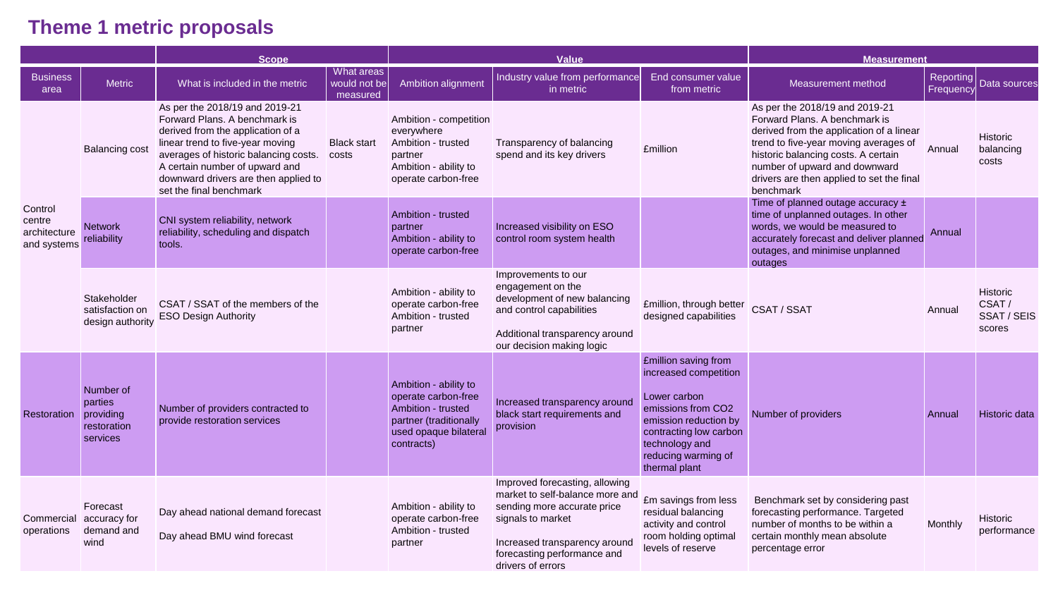# Theme 1 metric proposals

| | | Scope | | Value | | | Measurement | | |
|---|---|---|---|---|---|---|---|---|---|
| Business area | Metric | What is included in the metric | What areas would not be measured | Ambition alignment | Industry value from performance in metric | End consumer value from metric | Measurement method | Reporting Frequency | Data sources |
| Control centre architecture and systems | Balancing cost | As per the 2018/19 and 2019-21 Forward Plans. A benchmark is derived from the application of a linear trend to five-year moving averages of historic balancing costs. A certain number of upward and downward drivers are then applied to set the final benchmark | Black start costs | Ambition - competition everywhere<br>Ambition - trusted partner<br>Ambition - ability to operate carbon-free | Transparency of balancing spend and its key drivers | £million | As per the 2018/19 and 2019-21 Forward Plans. A benchmark is derived from the application of a linear trend to five-year moving averages of historic balancing costs. A certain number of upward and downward drivers are then applied to set the final benchmark | Annual | Historic balancing costs |
| | Network reliability | CNI system reliability, network reliability, scheduling and dispatch tools. | | Ambition - trusted partner<br>Ambition - ability to operate carbon-free | Increased visibility on ESO control room system health | | Time of planned outage accuracy ± time of unplanned outages. In other words, we would be measured to accurately forecast and deliver planned outages, and minimise unplanned outages | Annual | |
| | Stakeholder satisfaction on design authority | CSAT / SSAT of the members of the ESO Design Authority | | Ambition - ability to operate carbon-free<br>Ambition - trusted partner | Improvements to our engagement on the development of new balancing and control capabilities<br><br>Additional transparency around our decision making logic | £million, through better designed capabilities | CSAT / SSAT | Annual | Historic CSAT / SSAT / SEIS scores |
| Restoration | Number of parties providing restoration services | Number of providers contracted to provide restoration services | | Ambition - ability to operate carbon-free<br>Ambition - trusted partner (traditionally used opaque bilateral contracts) | Increased transparency around black start requirements and provision | £million saving from increased competition<br><br>Lower carbon emissions from $CO_2$ emission reduction by contracting low carbon technology and reducing warming of thermal plant | Number of providers | Annual | Historic data |
| Commercial operations | Forecast accuracy for demand and wind | Day ahead national demand forecast<br><br>Day ahead BMU wind forecast | | Ambition - ability to operate carbon-free<br>Ambition - trusted partner | Improved forecasting, allowing market to self-balance more and sending more accurate price signals to market<br><br>Increased transparency around forecasting performance and drivers of errors | £m savings from less residual balancing activity and control room holding optimal levels of reserve | Benchmark set by considering past forecasting performance. Targeted number of months to be within a certain monthly mean absolute percentage error | Monthly | Historic performance |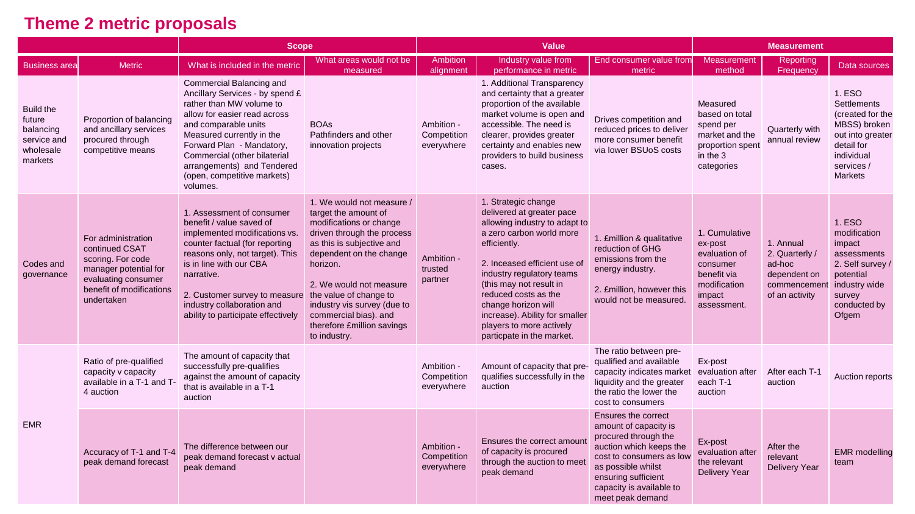# Theme 2 metric proposals

| | | Scope | | Value | | | Measurement | | |
|---|---|---|---|---|---|---|---|---|---|
| Business area | Metric | What is included in the metric | What areas would not be measured | Ambition alignment | Industry value from performance in metric | End consumer value from metric | Measurement method | Reporting Frequency | Data sources |
| Build the future balancing service and wholesale markets | Proportion of balancing and ancillary services procured through competitive means | Commercial Balancing and Ancillary Services - by spend £ rather than MW volume to allow for easier read across and comparable units Measured currently in the Forward Plan - Mandatory, Commercial (other bilateral arrangements) and Tendered (open, competitive markets) volumes. | BOAs Pathfinders and other innovation projects | Ambition - Competition everywhere | 1. Additional Transparency and certainty that a greater proportion of the available market volume is open and accessible. The need is clearer, provides greater certainty and enables new providers to build business cases. | Drives competition and reduced prices to deliver more consumer benefit via lower BSUoS costs | Measured based on total spend per market and the proportion spent in the 3 categories | Quarterly with annual review | 1. ESO Settlements (created for the MBSS) broken out into greater detail for individual services / Markets |
| Codes and governance | For administration continued CSAT scoring. For code manager potential for evaluating consumer benefit of modifications undertaken | 1. Assessment of consumer benefit / value saved of implemented modifications vs. counter factual (for reporting reasons only, not target). This is in line with our CBA narrative.<br><br>2. Customer survey to measure industry collaboration and ability to participate effectively | 1. We would not measure / target the amount of modifications or change driven through the process as this is subjective and dependent on the change horizon.<br><br>2. We would not measure the value of change to industry vis survey (due to commercial bias). and therefore £million savings to industry. | Ambition - trusted partner | 1. Strategic change delivered at greater pace allowing industry to adapt to a zero carbon world more efficiently.<br><br>2. Inceased efficient use of industry regulatory teams (this may not result in reduced costs as the change horizon will increase). Ability for smaller players to more actively particpate in the market. | 1. £million & qualitative reduction of GHG emissions from the energy industry.<br><br>2. £million, however this would not be measured. | 1. Cumulative ex-post evaluation of consumer benefit via modification impact assessment. | 1. Annual<br>2. Quarterly / ad-hoc dependent on commencement of an activity | 1. ESO modification impact assessments<br>2. Self survey / industry wide survey conducted by Ofgem |
| EMR | Ratio of pre-qualified capacity v capacity available in a T-1 and T-4 auction | The amount of capacity that successfully pre-qualifies against the amount of capacity that is available in a T-1 auction | | Ambition - Competition everywhere | Amount of capacity that pre-qualifies successfully in the auction | The ratio between pre-qualified and available capacity indicates market liquidity and the greater the ratio the lower the cost to consumers | Ex-post evaluation after each T-1 auction | After each T-1 auction | Auction reports |
| | Accuracy of T-1 and T-4 peak demand forecast | The difference between our peak demand forecast v actual peak demand | | Ambition - Competition everywhere | Ensures the correct amount of capacity is procured through the auction to meet peak demand | Ensures the correct amount of capacity is procured through the auction which keeps the cost to consumers as low as possible whilst ensuring sufficient capacity is available to meet peak demand | Ex-post evaluation after the relevant Delivery Year | After the relevant Delivery Year | EMR modelling team |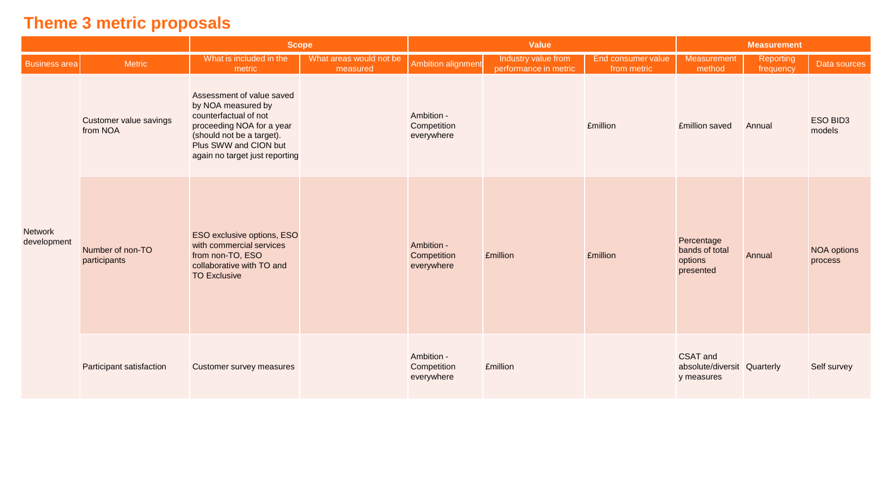# Theme 3 metric proposals

| | | Scope | | Value | | | Measurement | | |
|---|---|---|---|---|---|---|---|---|---|
| Business area | Metric | What is included in the metric | What areas would not be measured | Ambition alignment | Industry value from performance in metric | End consumer value from metric | Measurement method | Reporting frequency | Data sources |
| Network development | Customer value savings from NOA | Assessment of value saved by NOA measured by counterfactual of not proceeding NOA for a year (should not be a target). Plus SWW and CION but again no target just reporting | | Ambition - Competition everywhere | | £million | £million saved | Annual | ESO BID3 models |
| | Number of non-TO participants | ESO exclusive options, ESO with commercial services from non-TO, ESO collaborative with TO and TO Exclusive | | Ambition - Competition everywhere | £million | £million | Percentage bands of total options presented | Annual | NOA options process |
| | Participant satisfaction | Customer survey measures | | Ambition - Competition everywhere | £million | | CSAT and absolute/diversity measures | Quarterly | Self survey |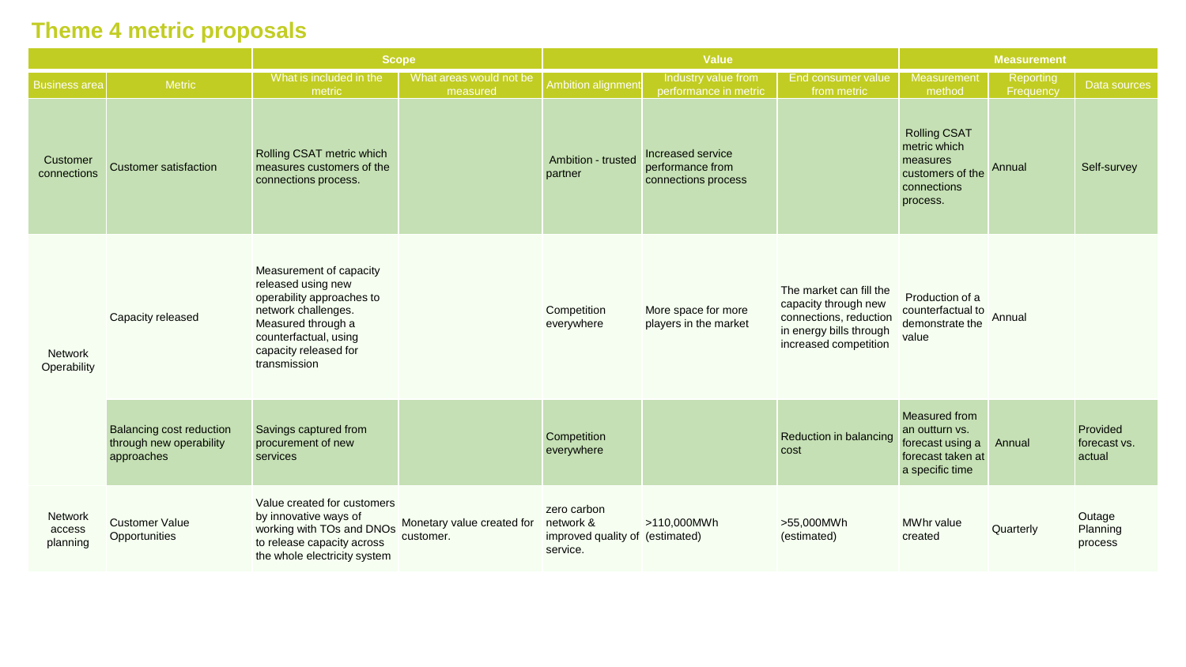# Theme 4 metric proposals

| | | Scope | | Value | | | Measurement | | |
|---|---|---|---|---|---|---|---|---|---|
| Business area | Metric | What is included in the metric | What areas would not be measured | Ambition alignment | Industry value from performance in metric | End consumer value from metric | Measurement method | Reporting Frequency | Data sources |
| Customer connections | Customer satisfaction | Rolling CSAT metric which measures customers of the connections process. | | Ambition - trusted partner | Increased service performance from connections process | | Rolling CSAT metric which measures customers of the connections process. | Annual | Self-survey |
| Network Operability | Capacity released | Measurement of capacity released using new operability approaches to network challenges. Measured through a counterfactual, using capacity released for transmission | | Competition everywhere | More space for more players in the market | The market can fill the capacity through new connections, reduction in energy bills through increased competition | Production of a counterfactual to demonstrate the value | Annual | |
| | Balancing cost reduction through new operability approaches | Savings captured from procurement of new services | | Competition everywhere | | Reduction in balancing cost | Measured from an outturn vs. forecast using a forecast taken at a specific time | Annual | Provided forecast vs. actual |
| Network access planning | Customer Value Opportunities | Value created for customers by innovative ways of working with TOs and DNOs to release capacity across the whole electricity system | Monetary value created for customer. | zero carbon network & improved quality of service. | >110,000MWh (estimated) | >55,000MWh (estimated) | MWhr value created | Quarterly | Outage Planning process |